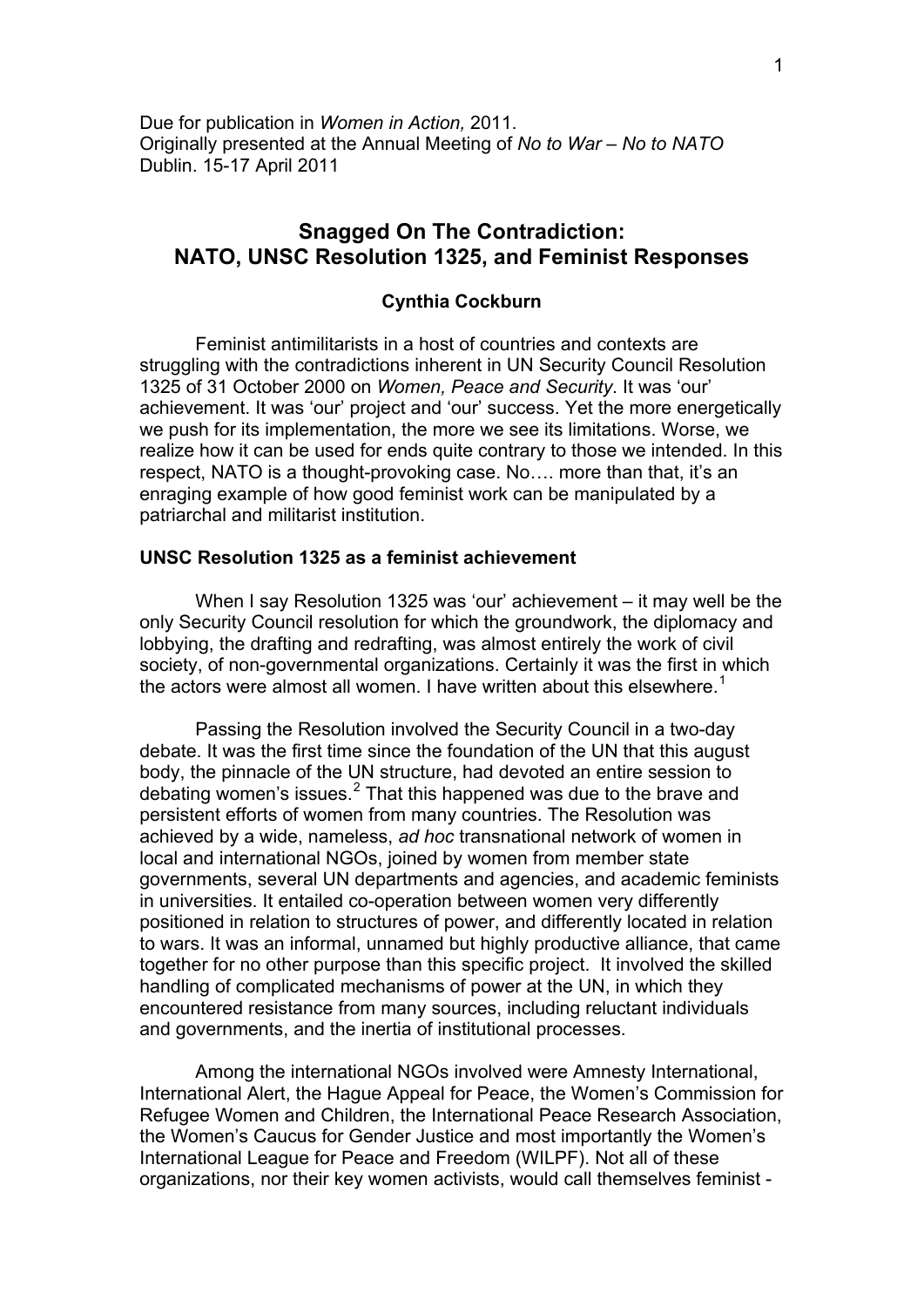Due for publication in *Women in Action,* 2011.
Originally presented at the Annual Meeting of *No to War – No to NATO*
Dublin. 15-17 April 2011

# Snagged On The Contradiction: NATO, UNSC Resolution 1325, and Feminist Responses

**Cynthia Cockburn**

Feminist antimilitarists in a host of countries and contexts are struggling with the contradictions inherent in UN Security Council Resolution 1325 of 31 October 2000 on *Women, Peace and Security*. It was 'our' achievement. It was 'our' project and 'our' success. Yet the more energetically we push for its implementation, the more we see its limitations. Worse, we realize how it can be used for ends quite contrary to those we intended. In this respect, NATO is a thought-provoking case. No…. more than that, it's an enraging example of how good feminist work can be manipulated by a patriarchal and militarist institution.

## UNSC Resolution 1325 as a feminist achievement

When I say Resolution 1325 was 'our' achievement – it may well be the only Security Council resolution for which the groundwork, the diplomacy and lobbying, the drafting and redrafting, was almost entirely the work of civil society, of non-governmental organizations. Certainly it was the first in which the actors were almost all women. I have written about this elsewhere.[1]

Passing the Resolution involved the Security Council in a two-day debate. It was the first time since the foundation of the UN that this august body, the pinnacle of the UN structure, had devoted an entire session to debating women's issues.[2] That this happened was due to the brave and persistent efforts of women from many countries. The Resolution was achieved by a wide, nameless, *ad hoc* transnational network of women in local and international NGOs, joined by women from member state governments, several UN departments and agencies, and academic feminists in universities. It entailed co-operation between women very differently positioned in relation to structures of power, and differently located in relation to wars. It was an informal, unnamed but highly productive alliance, that came together for no other purpose than this specific project. It involved the skilled handling of complicated mechanisms of power at the UN, in which they encountered resistance from many sources, including reluctant individuals and governments, and the inertia of institutional processes.

Among the international NGOs involved were Amnesty International, International Alert, the Hague Appeal for Peace, the Women's Commission for Refugee Women and Children, the International Peace Research Association, the Women's Caucus for Gender Justice and most importantly the Women's International League for Peace and Freedom (WILPF). Not all of these organizations, nor their key women activists, would call themselves feminist -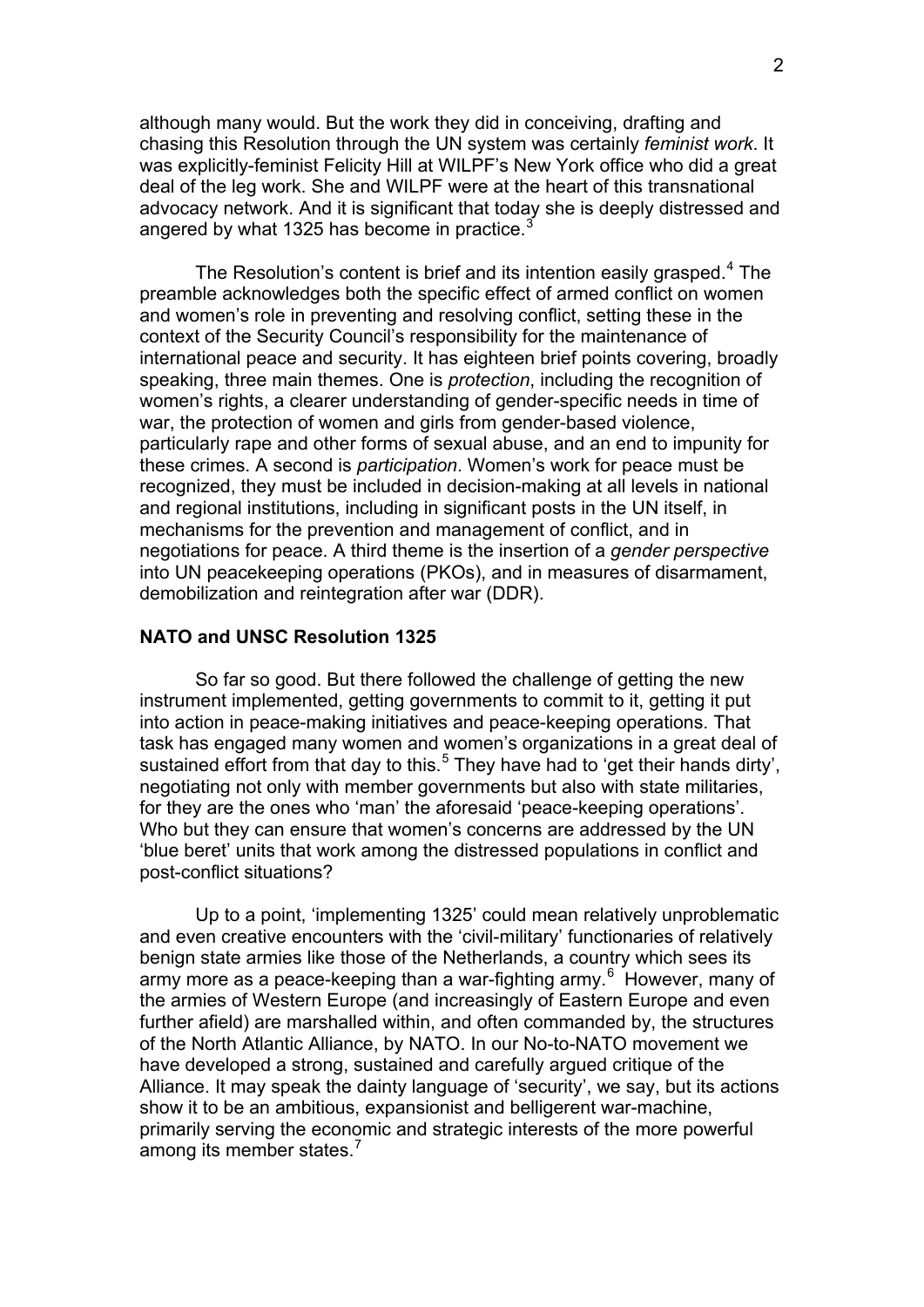although many would. But the work they did in conceiving, drafting and chasing this Resolution through the UN system was certainly *feminist work*. It was explicitly-feminist Felicity Hill at WILPF's New York office who did a great deal of the leg work. She and WILPF were at the heart of this transnational advocacy network. And it is significant that today she is deeply distressed and angered by what 1325 has become in practice.[3]

The Resolution's content is brief and its intention easily grasped.[4] The preamble acknowledges both the specific effect of armed conflict on women and women's role in preventing and resolving conflict, setting these in the context of the Security Council's responsibility for the maintenance of international peace and security. It has eighteen brief points covering, broadly speaking, three main themes. One is *protection*, including the recognition of women's rights, a clearer understanding of gender-specific needs in time of war, the protection of women and girls from gender-based violence, particularly rape and other forms of sexual abuse, and an end to impunity for these crimes. A second is *participation*. Women's work for peace must be recognized, they must be included in decision-making at all levels in national and regional institutions, including in significant posts in the UN itself, in mechanisms for the prevention and management of conflict, and in negotiations for peace. A third theme is the insertion of a *gender perspective* into UN peacekeeping operations (PKOs), and in measures of disarmament, demobilization and reintegration after war (DDR).

### NATO and UNSC Resolution 1325

So far so good. But there followed the challenge of getting the new instrument implemented, getting governments to commit to it, getting it put into action in peace-making initiatives and peace-keeping operations. That task has engaged many women and women's organizations in a great deal of sustained effort from that day to this.[5] They have had to 'get their hands dirty', negotiating not only with member governments but also with state militaries, for they are the ones who 'man' the aforesaid 'peace-keeping operations'. Who but they can ensure that women's concerns are addressed by the UN 'blue beret' units that work among the distressed populations in conflict and post-conflict situations?

Up to a point, 'implementing 1325' could mean relatively unproblematic and even creative encounters with the 'civil-military' functionaries of relatively benign state armies like those of the Netherlands, a country which sees its army more as a peace-keeping than a war-fighting army.[6] However, many of the armies of Western Europe (and increasingly of Eastern Europe and even further afield) are marshalled within, and often commanded by, the structures of the North Atlantic Alliance, by NATO. In our No-to-NATO movement we have developed a strong, sustained and carefully argued critique of the Alliance. It may speak the dainty language of 'security', we say, but its actions show it to be an ambitious, expansionist and belligerent war-machine, primarily serving the economic and strategic interests of the more powerful among its member states.[7]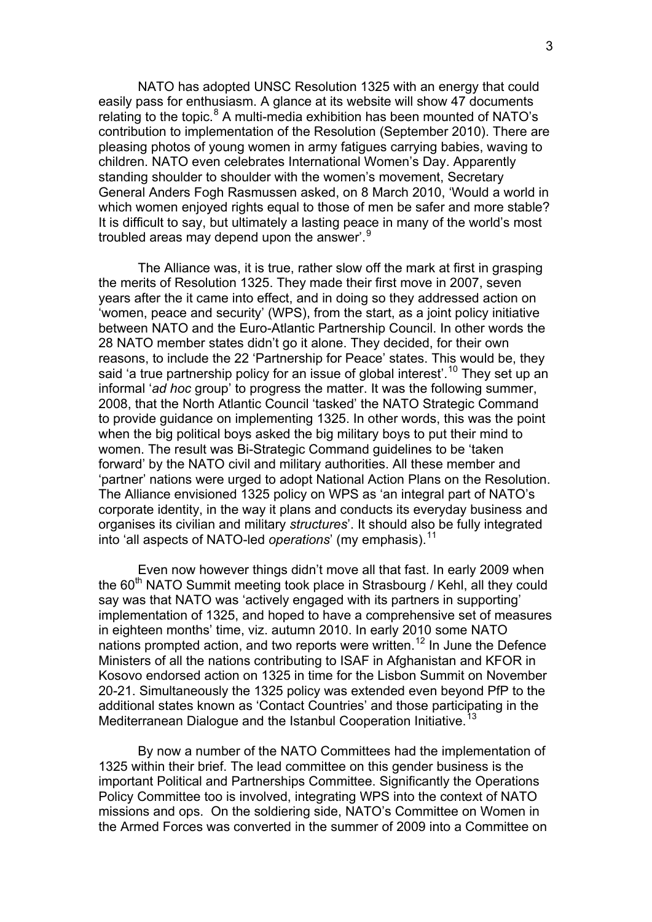NATO has adopted UNSC Resolution 1325 with an energy that could easily pass for enthusiasm. A glance at its website will show 47 documents relating to the topic.[8] A multi-media exhibition has been mounted of NATO's contribution to implementation of the Resolution (September 2010). There are pleasing photos of young women in army fatigues carrying babies, waving to children. NATO even celebrates International Women's Day. Apparently standing shoulder to shoulder with the women's movement, Secretary General Anders Fogh Rasmussen asked, on 8 March 2010, 'Would a world in which women enjoyed rights equal to those of men be safer and more stable? It is difficult to say, but ultimately a lasting peace in many of the world's most troubled areas may depend upon the answer'.[9]

The Alliance was, it is true, rather slow off the mark at first in grasping the merits of Resolution 1325. They made their first move in 2007, seven years after the it came into effect, and in doing so they addressed action on 'women, peace and security' (WPS), from the start, as a joint policy initiative between NATO and the Euro-Atlantic Partnership Council. In other words the 28 NATO member states didn't go it alone. They decided, for their own reasons, to include the 22 'Partnership for Peace' states. This would be, they said 'a true partnership policy for an issue of global interest'.[10] They set up an informal '*ad hoc* group' to progress the matter. It was the following summer, 2008, that the North Atlantic Council 'tasked' the NATO Strategic Command to provide guidance on implementing 1325. In other words, this was the point when the big political boys asked the big military boys to put their mind to women. The result was Bi-Strategic Command guidelines to be 'taken forward' by the NATO civil and military authorities. All these member and 'partner' nations were urged to adopt National Action Plans on the Resolution. The Alliance envisioned 1325 policy on WPS as 'an integral part of NATO's corporate identity, in the way it plans and conducts its everyday business and organises its civilian and military *structures*'. It should also be fully integrated into 'all aspects of NATO-led *operations*' (my emphasis).[11]

Even now however things didn't move all that fast. In early 2009 when the 60th NATO Summit meeting took place in Strasbourg / Kehl, all they could say was that NATO was 'actively engaged with its partners in supporting' implementation of 1325, and hoped to have a comprehensive set of measures in eighteen months' time, viz. autumn 2010. In early 2010 some NATO nations prompted action, and two reports were written.[12] In June the Defence Ministers of all the nations contributing to ISAF in Afghanistan and KFOR in Kosovo endorsed action on 1325 in time for the Lisbon Summit on November 20-21. Simultaneously the 1325 policy was extended even beyond PfP to the additional states known as 'Contact Countries' and those participating in the Mediterranean Dialogue and the Istanbul Cooperation Initiative.[13]

By now a number of the NATO Committees had the implementation of 1325 within their brief. The lead committee on this gender business is the important Political and Partnerships Committee. Significantly the Operations Policy Committee too is involved, integrating WPS into the context of NATO missions and ops. On the soldiering side, NATO's Committee on Women in the Armed Forces was converted in the summer of 2009 into a Committee on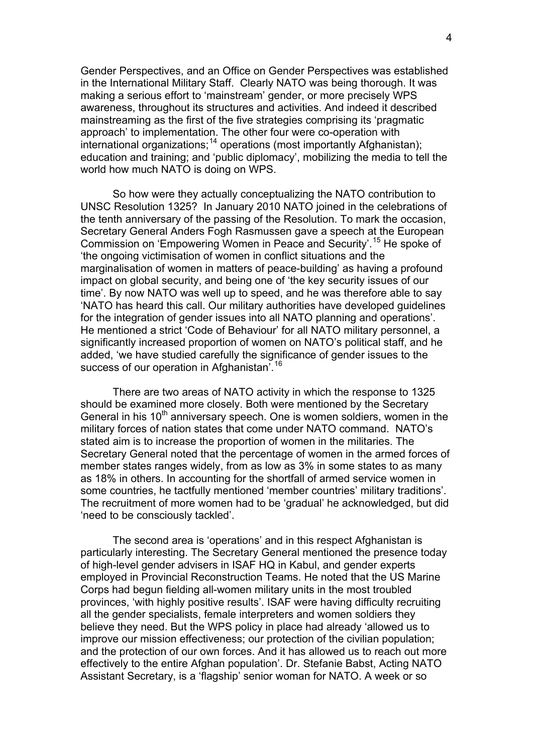Gender Perspectives, and an Office on Gender Perspectives was established in the International Military Staff. Clearly NATO was being thorough. It was making a serious effort to 'mainstream' gender, or more precisely WPS awareness, throughout its structures and activities. And indeed it described mainstreaming as the first of the five strategies comprising its 'pragmatic approach' to implementation. The other four were co-operation with international organizations;[14] operations (most importantly Afghanistan); education and training; and 'public diplomacy', mobilizing the media to tell the world how much NATO is doing on WPS.

So how were they actually conceptualizing the NATO contribution to UNSC Resolution 1325? In January 2010 NATO joined in the celebrations of the tenth anniversary of the passing of the Resolution. To mark the occasion, Secretary General Anders Fogh Rasmussen gave a speech at the European Commission on 'Empowering Women in Peace and Security'.[15] He spoke of 'the ongoing victimisation of women in conflict situations and the marginalisation of women in matters of peace-building' as having a profound impact on global security, and being one of 'the key security issues of our time'. By now NATO was well up to speed, and he was therefore able to say 'NATO has heard this call. Our military authorities have developed guidelines for the integration of gender issues into all NATO planning and operations'. He mentioned a strict 'Code of Behaviour' for all NATO military personnel, a significantly increased proportion of women on NATO's political staff, and he added, 'we have studied carefully the significance of gender issues to the success of our operation in Afghanistan'.[16]

There are two areas of NATO activity in which the response to 1325 should be examined more closely. Both were mentioned by the Secretary General in his 10th anniversary speech. One is women soldiers, women in the military forces of nation states that come under NATO command. NATO's stated aim is to increase the proportion of women in the militaries. The Secretary General noted that the percentage of women in the armed forces of member states ranges widely, from as low as 3% in some states to as many as 18% in others. In accounting for the shortfall of armed service women in some countries, he tactfully mentioned 'member countries' military traditions'. The recruitment of more women had to be 'gradual' he acknowledged, but did 'need to be consciously tackled'.

The second area is 'operations' and in this respect Afghanistan is particularly interesting. The Secretary General mentioned the presence today of high-level gender advisers in ISAF HQ in Kabul, and gender experts employed in Provincial Reconstruction Teams. He noted that the US Marine Corps had begun fielding all-women military units in the most troubled provinces, 'with highly positive results'. ISAF were having difficulty recruiting all the gender specialists, female interpreters and women soldiers they believe they need. But the WPS policy in place had already 'allowed us to improve our mission effectiveness; our protection of the civilian population; and the protection of our own forces. And it has allowed us to reach out more effectively to the entire Afghan population'. Dr. Stefanie Babst, Acting NATO Assistant Secretary, is a 'flagship' senior woman for NATO. A week or so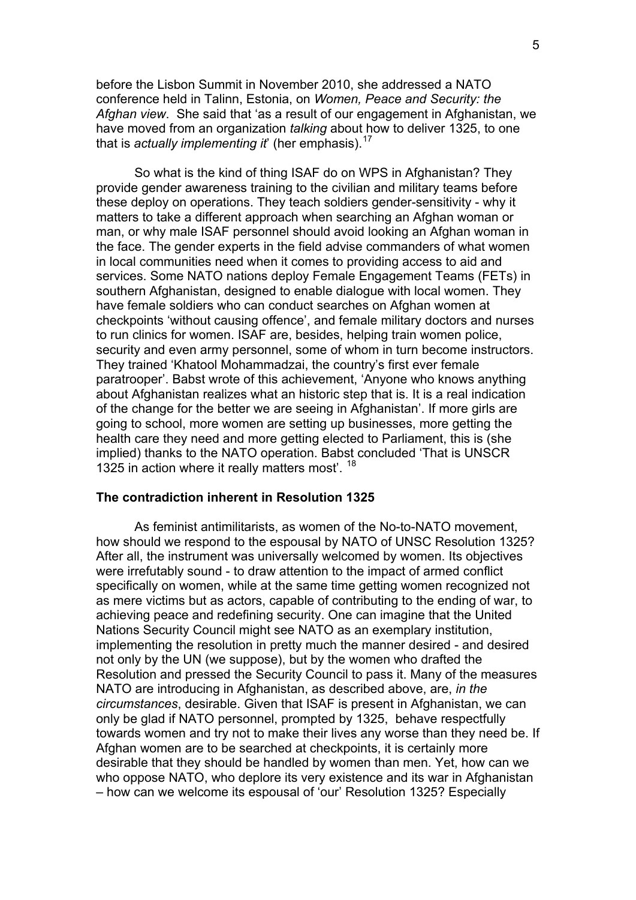before the Lisbon Summit in November 2010, she addressed a NATO conference held in Talinn, Estonia, on *Women, Peace and Security: the Afghan view*. She said that 'as a result of our engagement in Afghanistan, we have moved from an organization *talking* about how to deliver 1325, to one that is *actually implementing it*' (her emphasis).[17]

So what is the kind of thing ISAF do on WPS in Afghanistan? They provide gender awareness training to the civilian and military teams before these deploy on operations. They teach soldiers gender-sensitivity - why it matters to take a different approach when searching an Afghan woman or man, or why male ISAF personnel should avoid looking an Afghan woman in the face. The gender experts in the field advise commanders of what women in local communities need when it comes to providing access to aid and services. Some NATO nations deploy Female Engagement Teams (FETs) in southern Afghanistan, designed to enable dialogue with local women. They have female soldiers who can conduct searches on Afghan women at checkpoints 'without causing offence', and female military doctors and nurses to run clinics for women. ISAF are, besides, helping train women police, security and even army personnel, some of whom in turn become instructors. They trained 'Khatool Mohammadzai, the country's first ever female paratrooper'. Babst wrote of this achievement, 'Anyone who knows anything about Afghanistan realizes what an historic step that is. It is a real indication of the change for the better we are seeing in Afghanistan'. If more girls are going to school, more women are setting up businesses, more getting the health care they need and more getting elected to Parliament, this is (she implied) thanks to the NATO operation. Babst concluded 'That is UNSCR 1325 in action where it really matters most'.[18]

### The contradiction inherent in Resolution 1325

As feminist antimilitarists, as women of the No-to-NATO movement, how should we respond to the espousal by NATO of UNSC Resolution 1325? After all, the instrument was universally welcomed by women. Its objectives were irrefutably sound - to draw attention to the impact of armed conflict specifically on women, while at the same time getting women recognized not as mere victims but as actors, capable of contributing to the ending of war, to achieving peace and redefining security. One can imagine that the United Nations Security Council might see NATO as an exemplary institution, implementing the resolution in pretty much the manner desired - and desired not only by the UN (we suppose), but by the women who drafted the Resolution and pressed the Security Council to pass it. Many of the measures NATO are introducing in Afghanistan, as described above, are, *in the circumstances*, desirable. Given that ISAF is present in Afghanistan, we can only be glad if NATO personnel, prompted by 1325, behave respectfully towards women and try not to make their lives any worse than they need be. If Afghan women are to be searched at checkpoints, it is certainly more desirable that they should be handled by women than men. Yet, how can we who oppose NATO, who deplore its very existence and its war in Afghanistan – how can we welcome its espousal of 'our' Resolution 1325? Especially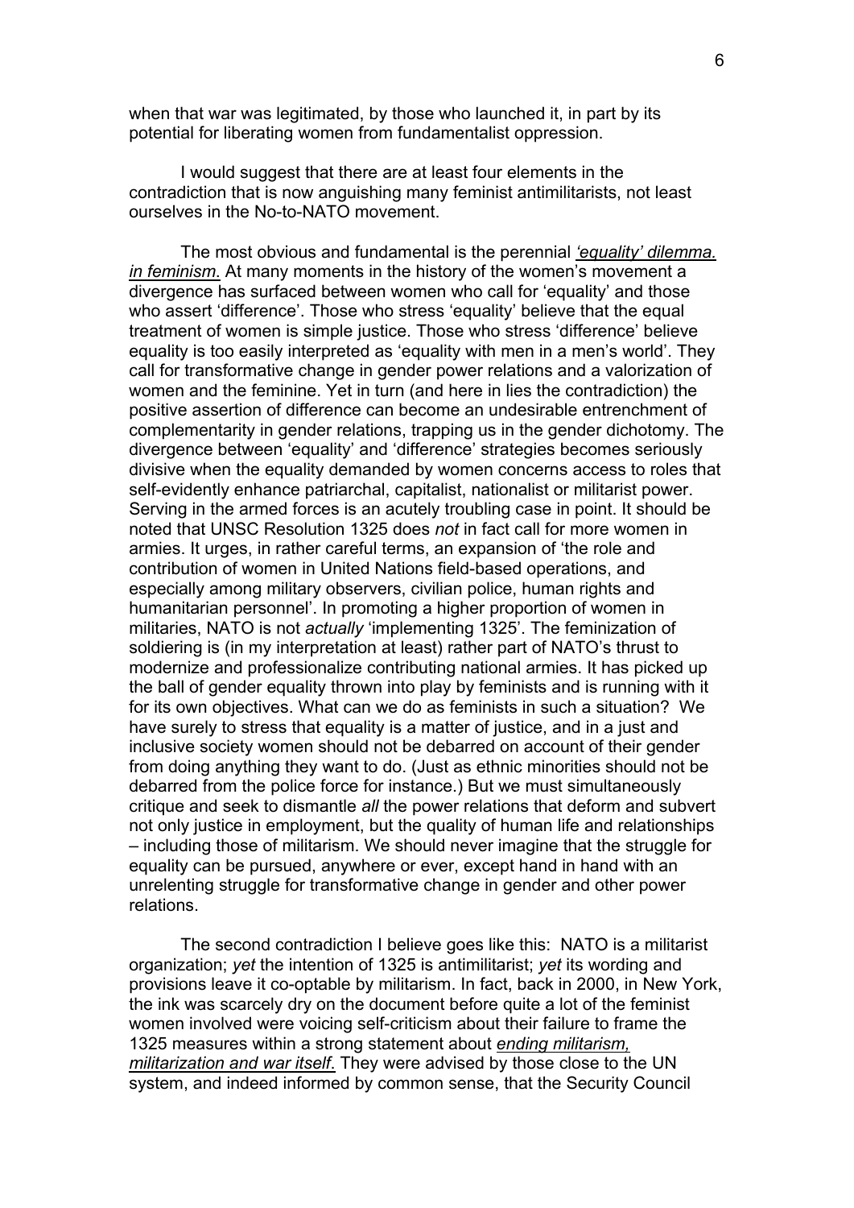when that war was legitimated, by those who launched it, in part by its potential for liberating women from fundamentalist oppression.

I would suggest that there are at least four elements in the contradiction that is now anguishing many feminist antimilitarists, not least ourselves in the No-to-NATO movement.

The most obvious and fundamental is the perennial *'equality' dilemma. in feminism*. At many moments in the history of the women's movement a divergence has surfaced between women who call for 'equality' and those who assert 'difference'. Those who stress 'equality' believe that the equal treatment of women is simple justice. Those who stress 'difference' believe equality is too easily interpreted as 'equality with men in a men's world'. They call for transformative change in gender power relations and a valorization of women and the feminine. Yet in turn (and here in lies the contradiction) the positive assertion of difference can become an undesirable entrenchment of complementarity in gender relations, trapping us in the gender dichotomy. The divergence between 'equality' and 'difference' strategies becomes seriously divisive when the equality demanded by women concerns access to roles that self-evidently enhance patriarchal, capitalist, nationalist or militarist power. Serving in the armed forces is an acutely troubling case in point. It should be noted that UNSC Resolution 1325 does *not* in fact call for more women in armies. It urges, in rather careful terms, an expansion of 'the role and contribution of women in United Nations field-based operations, and especially among military observers, civilian police, human rights and humanitarian personnel'. In promoting a higher proportion of women in militaries, NATO is not *actually* 'implementing 1325'. The feminization of soldiering is (in my interpretation at least) rather part of NATO's thrust to modernize and professionalize contributing national armies. It has picked up the ball of gender equality thrown into play by feminists and is running with it for its own objectives. What can we do as feminists in such a situation? We have surely to stress that equality is a matter of justice, and in a just and inclusive society women should not be debarred on account of their gender from doing anything they want to do. (Just as ethnic minorities should not be debarred from the police force for instance.) But we must simultaneously critique and seek to dismantle *all* the power relations that deform and subvert not only justice in employment, but the quality of human life and relationships – including those of militarism. We should never imagine that the struggle for equality can be pursued, anywhere or ever, except hand in hand with an unrelenting struggle for transformative change in gender and other power relations.

The second contradiction I believe goes like this: NATO is a militarist organization; *yet* the intention of 1325 is antimilitarist; *yet* its wording and provisions leave it co-optable by militarism. In fact, back in 2000, in New York, the ink was scarcely dry on the document before quite a lot of the feminist women involved were voicing self-criticism about their failure to frame the 1325 measures within a strong statement about *ending militarism, militarization and war itself*. They were advised by those close to the UN system, and indeed informed by common sense, that the Security Council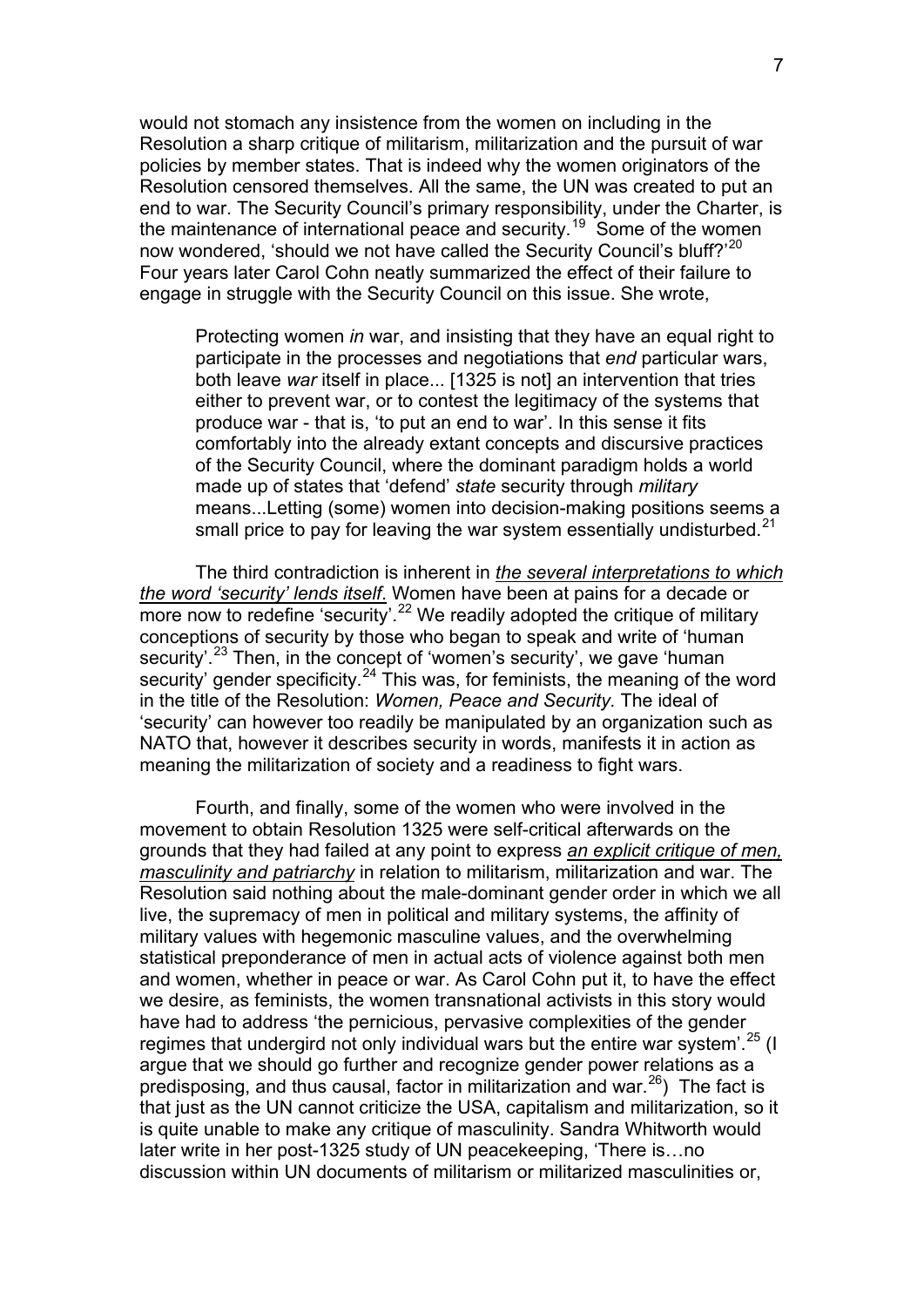would not stomach any insistence from the women on including in the Resolution a sharp critique of militarism, militarization and the pursuit of war policies by member states. That is indeed why the women originators of the Resolution censored themselves. All the same, the UN was created to put an end to war. The Security Council's primary responsibility, under the Charter, is the maintenance of international peace and security.[19] Some of the women now wondered, 'should we not have called the Security Council's bluff?'[20] Four years later Carol Cohn neatly summarized the effect of their failure to engage in struggle with the Security Council on this issue. She wrote,

> Protecting women *in* war, and insisting that they have an equal right to participate in the processes and negotiations that *end* particular wars, both leave *war* itself in place... [1325 is not] an intervention that tries either to prevent war, or to contest the legitimacy of the systems that produce war - that is, 'to put an end to war'. In this sense it fits comfortably into the already extant concepts and discursive practices of the Security Council, where the dominant paradigm holds a world made up of states that 'defend' *state* security through *military* means...Letting (some) women into decision-making positions seems a small price to pay for leaving the war system essentially undisturbed.[21]

The third contradiction is inherent in *the several interpretations to which the word 'security' lends itself*. Women have been at pains for a decade or more now to redefine 'security'.[22] We readily adopted the critique of military conceptions of security by those who began to speak and write of 'human security'.[23] Then, in the concept of 'women's security', we gave 'human security' gender specificity.[24] This was, for feminists, the meaning of the word in the title of the Resolution: *Women, Peace and Security.* The ideal of 'security' can however too readily be manipulated by an organization such as NATO that, however it describes security in words, manifests it in action as meaning the militarization of society and a readiness to fight wars.

Fourth, and finally, some of the women who were involved in the movement to obtain Resolution 1325 were self-critical afterwards on the grounds that they had failed at any point to express *an explicit critique of men, masculinity and patriarchy* in relation to militarism, militarization and war. The Resolution said nothing about the male-dominant gender order in which we all live, the supremacy of men in political and military systems, the affinity of military values with hegemonic masculine values, and the overwhelming statistical preponderance of men in actual acts of violence against both men and women, whether in peace or war. As Carol Cohn put it, to have the effect we desire, as feminists, the women transnational activists in this story would have had to address 'the pernicious, pervasive complexities of the gender regimes that undergird not only individual wars but the entire war system'.[25] (I argue that we should go further and recognize gender power relations as a predisposing, and thus causal, factor in militarization and war.[26]) The fact is that just as the UN cannot criticize the USA, capitalism and militarization, so it is quite unable to make any critique of masculinity. Sandra Whitworth would later write in her post-1325 study of UN peacekeeping, 'There is…no discussion within UN documents of militarism or militarized masculinities or,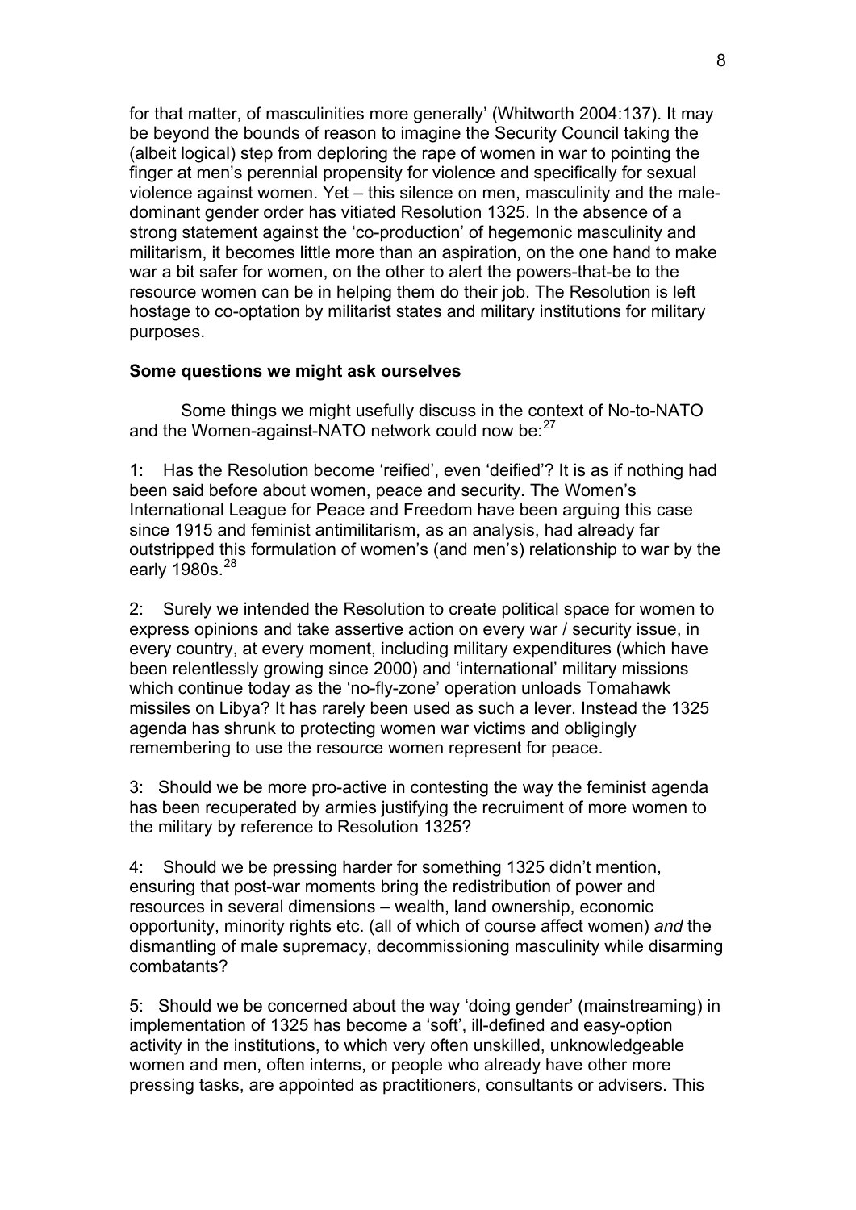for that matter, of masculinities more generally' (Whitworth 2004:137). It may be beyond the bounds of reason to imagine the Security Council taking the (albeit logical) step from deploring the rape of women in war to pointing the finger at men's perennial propensity for violence and specifically for sexual violence against women. Yet – this silence on men, masculinity and the male-dominant gender order has vitiated Resolution 1325. In the absence of a strong statement against the 'co-production' of hegemonic masculinity and militarism, it becomes little more than an aspiration, on the one hand to make war a bit safer for women, on the other to alert the powers-that-be to the resource women can be in helping them do their job. The Resolution is left hostage to co-optation by militarist states and military institutions for military purposes.

**Some questions we might ask ourselves**

Some things we might usefully discuss in the context of No-to-NATO and the Women-against-NATO network could now be:[27]

1: Has the Resolution become 'reified', even 'deified'? It is as if nothing had been said before about women, peace and security. The Women's International League for Peace and Freedom have been arguing this case since 1915 and feminist antimilitarism, as an analysis, had already far outstripped this formulation of women's (and men's) relationship to war by the early 1980s.[28]

2: Surely we intended the Resolution to create political space for women to express opinions and take assertive action on every war / security issue, in every country, at every moment, including military expenditures (which have been relentlessly growing since 2000) and 'international' military missions which continue today as the 'no-fly-zone' operation unloads Tomahawk missiles on Libya? It has rarely been used as such a lever. Instead the 1325 agenda has shrunk to protecting women war victims and obligingly remembering to use the resource women represent for peace.

3: Should we be more pro-active in contesting the way the feminist agenda has been recuperated by armies justifying the recruiment of more women to the military by reference to Resolution 1325?

4: Should we be pressing harder for something 1325 didn't mention, ensuring that post-war moments bring the redistribution of power and resources in several dimensions – wealth, land ownership, economic opportunity, minority rights etc. (all of which of course affect women) *and* the dismantling of male supremacy, decommissioning masculinity while disarming combatants?

5: Should we be concerned about the way 'doing gender' (mainstreaming) in implementation of 1325 has become a 'soft', ill-defined and easy-option activity in the institutions, to which very often unskilled, unknowledgeable women and men, often interns, or people who already have other more pressing tasks, are appointed as practitioners, consultants or advisers. This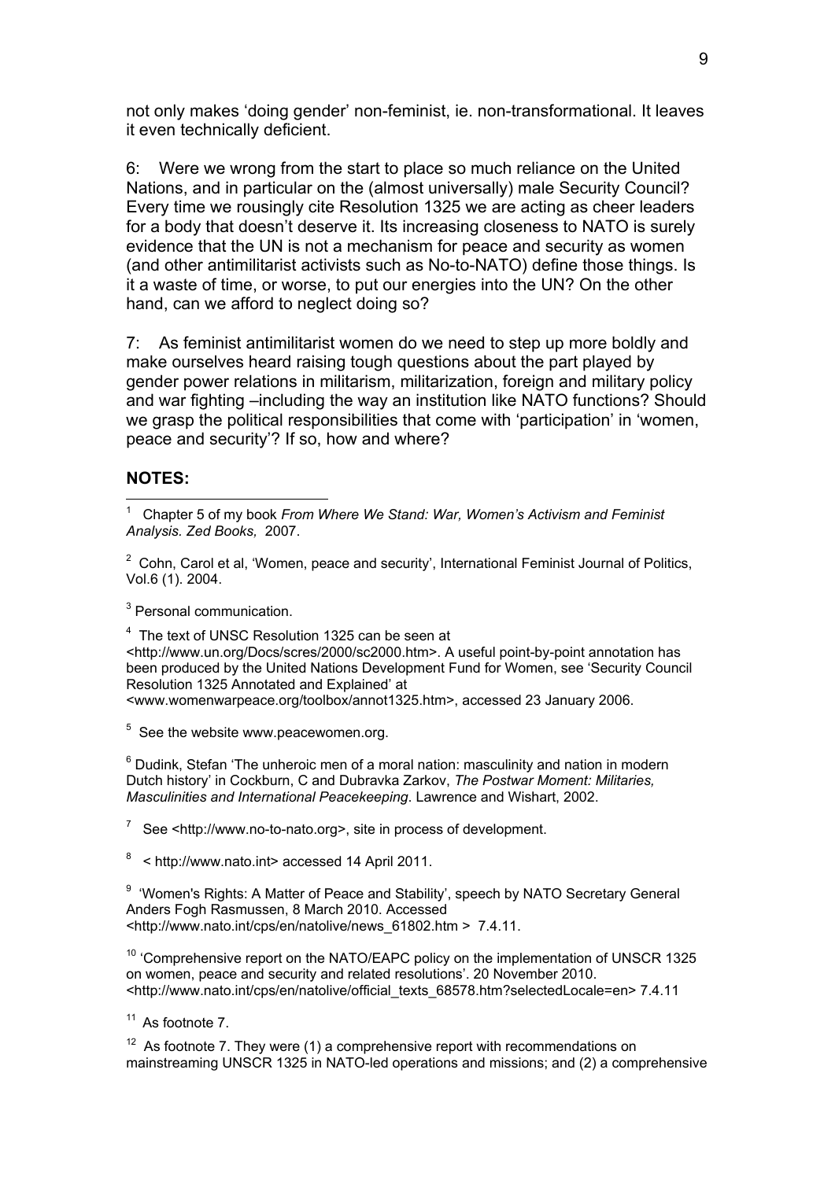not only makes 'doing gender' non-feminist, ie. non-transformational. It leaves it even technically deficient.

6: Were we wrong from the start to place so much reliance on the United Nations, and in particular on the (almost universally) male Security Council? Every time we rousingly cite Resolution 1325 we are acting as cheer leaders for a body that doesn't deserve it. Its increasing closeness to NATO is surely evidence that the UN is not a mechanism for peace and security as women (and other antimilitarist activists such as No-to-NATO) define those things. Is it a waste of time, or worse, to put our energies into the UN? On the other hand, can we afford to neglect doing so?

7: As feminist antimilitarist women do we need to step up more boldly and make ourselves heard raising tough questions about the part played by gender power relations in militarism, militarization, foreign and military policy and war fighting –including the way an institution like NATO functions? Should we grasp the political responsibilities that come with 'participation' in 'women, peace and security'? If so, how and where?

**NOTES:**

[1] Chapter 5 of my book *From Where We Stand: War, Women's Activism and Feminist Analysis. Zed Books,* 2007.

[2] Cohn, Carol et al, 'Women, peace and security', International Feminist Journal of Politics, Vol.6 (1). 2004.

[3] Personal communication.

[4] The text of UNSC Resolution 1325 can be seen at <http://www.un.org/Docs/scres/2000/sc2000.htm>. A useful point-by-point annotation has been produced by the United Nations Development Fund for Women, see 'Security Council Resolution 1325 Annotated and Explained' at <www.womenwarpeace.org/toolbox/annot1325.htm>, accessed 23 January 2006.

[5] See the website www.peacewomen.org.

[6] Dudink, Stefan 'The unheroic men of a moral nation: masculinity and nation in modern Dutch history' in Cockburn, C and Dubravka Zarkov, *The Postwar Moment: Militaries, Masculinities and International Peacekeeping*. Lawrence and Wishart, 2002.

[7] See <http://www.no-to-nato.org>, site in process of development.

[8] < http://www.nato.int> accessed 14 April 2011.

[9] 'Women's Rights: A Matter of Peace and Stability', speech by NATO Secretary General Anders Fogh Rasmussen, 8 March 2010. Accessed <http://www.nato.int/cps/en/natolive/news_61802.htm > 7.4.11.

[10] 'Comprehensive report on the NATO/EAPC policy on the implementation of UNSCR 1325 on women, peace and security and related resolutions'. 20 November 2010. <http://www.nato.int/cps/en/natolive/official_texts_68578.htm?selectedLocale=en> 7.4.11

[11] As footnote 7.

[12] As footnote 7. They were (1) a comprehensive report with recommendations on mainstreaming UNSCR 1325 in NATO-led operations and missions; and (2) a comprehensive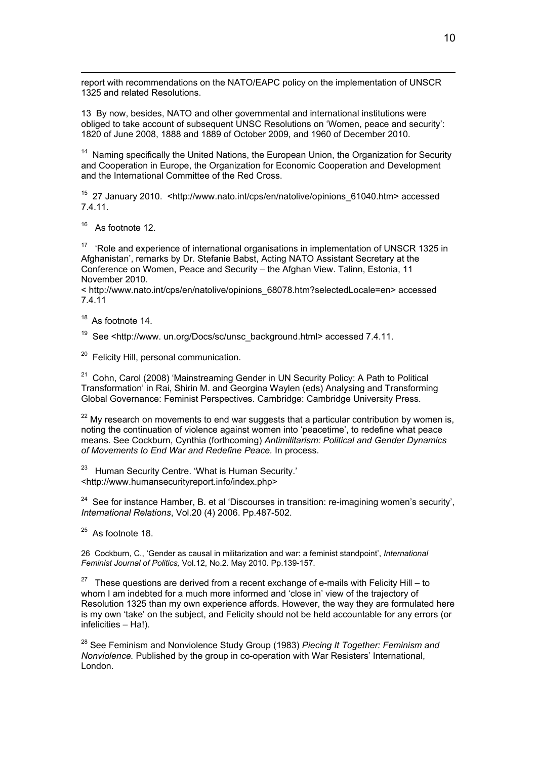report with recommendations on the NATO/EAPC policy on the implementation of UNSCR 1325 and related Resolutions.

13 By now, besides, NATO and other governmental and international institutions were obliged to take account of subsequent UNSC Resolutions on 'Women, peace and security': 1820 of June 2008, 1888 and 1889 of October 2009, and 1960 of December 2010.

14 Naming specifically the United Nations, the European Union, the Organization for Security and Cooperation in Europe, the Organization for Economic Cooperation and Development and the International Committee of the Red Cross.

15 27 January 2010. <http://www.nato.int/cps/en/natolive/opinions_61040.htm> accessed 7.4.11.

16 As footnote 12.

17 'Role and experience of international organisations in implementation of UNSCR 1325 in Afghanistan', remarks by Dr. Stefanie Babst, Acting NATO Assistant Secretary at the Conference on Women, Peace and Security – the Afghan View. Talinn, Estonia, 11 November 2010.
< http://www.nato.int/cps/en/natolive/opinions_68078.htm?selectedLocale=en> accessed 7.4.11

18 As footnote 14.

19 See <http://www. un.org/Docs/sc/unsc_background.html> accessed 7.4.11.

20 Felicity Hill, personal communication.

21 Cohn, Carol (2008) 'Mainstreaming Gender in UN Security Policy: A Path to Political Transformation' in Rai, Shirin M. and Georgina Waylen (eds) Analysing and Transforming Global Governance: Feminist Perspectives. Cambridge: Cambridge University Press.

22 My research on movements to end war suggests that a particular contribution by women is, noting the continuation of violence against women into 'peacetime', to redefine what peace means. See Cockburn, Cynthia (forthcoming) *Antimilitarism: Political and Gender Dynamics of Movements to End War and Redefine Peace.* In process.

23 Human Security Centre. 'What is Human Security.' <http://www.humansecurityreport.info/index.php>

24 See for instance Hamber, B. et al 'Discourses in transition: re-imagining women's security', *International Relations*, Vol.20 (4) 2006. Pp.487-502.

25 As footnote 18.

26 Cockburn, C., 'Gender as causal in militarization and war: a feminist standpoint', *International Feminist Journal of Politics,* Vol.12, No.2. May 2010. Pp.139-157.

27 These questions are derived from a recent exchange of e-mails with Felicity Hill – to whom I am indebted for a much more informed and 'close in' view of the trajectory of Resolution 1325 than my own experience affords. However, the way they are formulated here is my own 'take' on the subject, and Felicity should not be held accountable for any errors (or infelicities – Ha!).

28 See Feminism and Nonviolence Study Group (1983) *Piecing It Together: Feminism and Nonviolence.* Published by the group in co-operation with War Resisters' International, London.